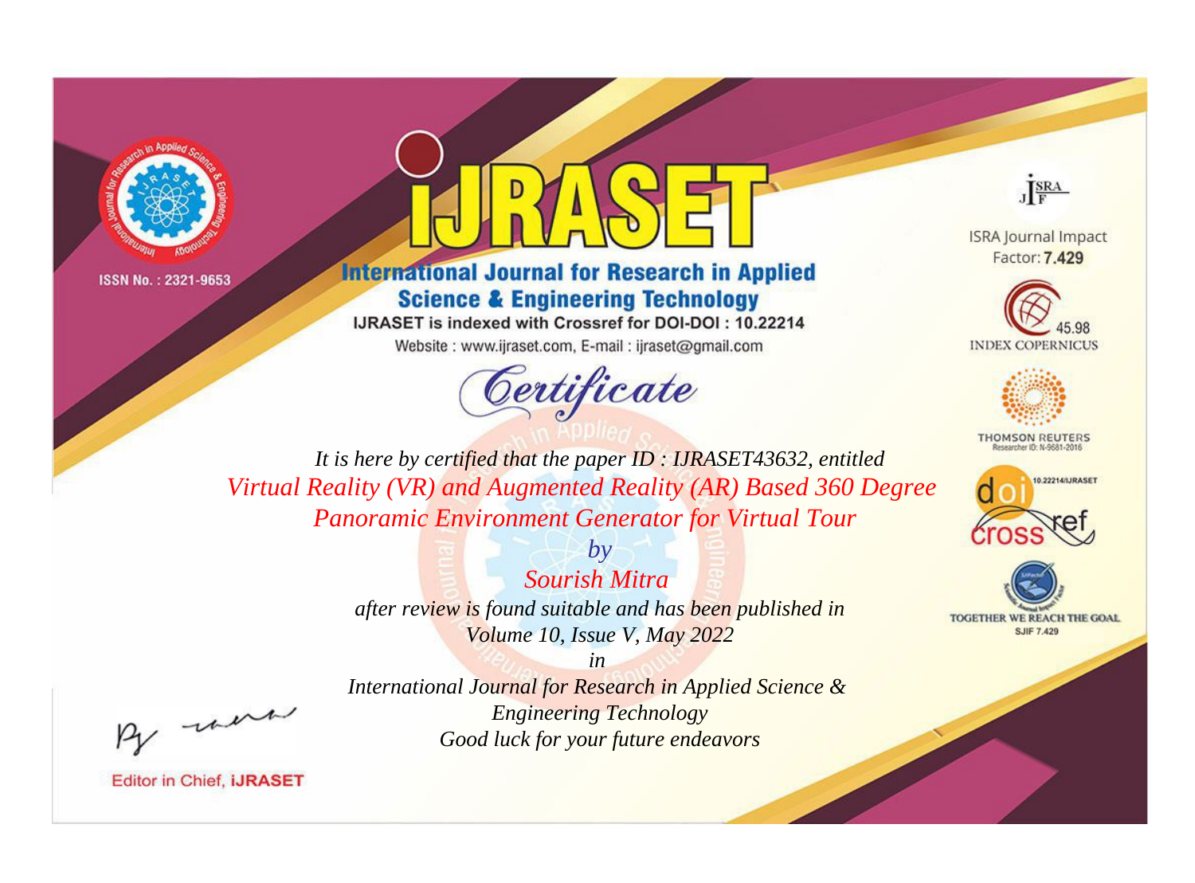ISSN No. : 2321-9653

# IJRASET

## International Journal for Research in Applied Science & Engineering Technology

IJRASET is indexed with Crossref for DOI-DOI : 10.22214

Website : www.ijraset.com, E-mail : ijraset@gmail.com

ISRA Journal Impact Factor: **7.429**

45.98 INDEX COPERNICUS

THOMSON REUTERS Researcher ID: N-9681-2016

10.22214/IJRASET

TOGETHER WE REACH THE GOAL SJIF 7.429

# *Certificate*

*It is here by certified that the paper ID : IJRASET43632, entitled*

*Virtual Reality (VR) and Augmented Reality (AR) Based 360 Degree Panoramic Environment Generator for Virtual Tour*

*by*

*Sourish Mitra*

*after review is found suitable and has been published in*

*Volume 10, Issue V, May 2022*

*in*

*International Journal for Research in Applied Science & Engineering Technology*

*Good luck for your future endeavors*

Editor in Chief, **iJRASET**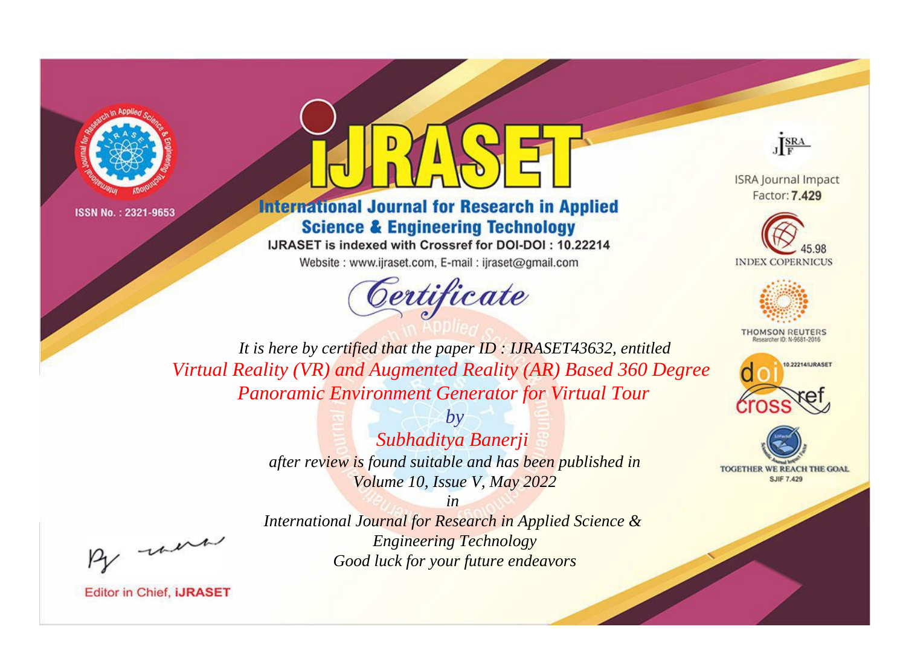ISSN No. : 2321-9653

# iJRASET

## International Journal for Research in Applied Science & Engineering Technology

IJRASET is indexed with Crossref for DOI-DOI : 10.22214

Website : www.ijraset.com, E-mail : ijraset@gmail.com

# *Certificate*

*It is here by certified that the paper ID : IJRASET43632, entitled*

*Virtual Reality (VR) and Augmented Reality (AR) Based 360 Degree Panoramic Environment Generator for Virtual Tour*

*by*

*Subhaditya Banerji*

*after review is found suitable and has been published in*

*Volume 10, Issue V, May 2022*

*in*

*International Journal for Research in Applied Science & Engineering Technology*

*Good luck for your future endeavors*

ISRA Journal Impact Factor: **7.429**

45.98 INDEX COPERNICUS

THOMSON REUTERS Researcher ID: N-9681-2016

10.22214/IJRASET

TOGETHER WE REACH THE GOAL SJIF 7.429

Editor in Chief, iJRASET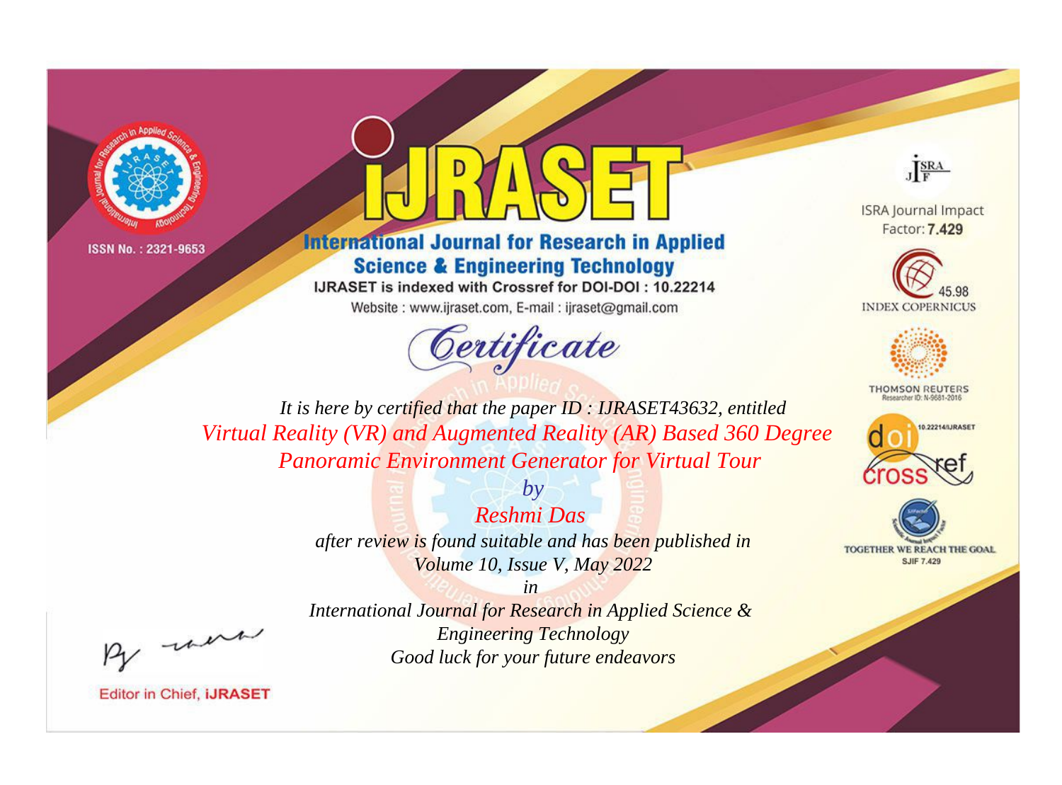ISSN No. : 2321-9653

# IJRASET

## International Journal for Research in Applied Science & Engineering Technology

IJRASET is indexed with Crossref for DOI-DOI : 10.22214

Website : www.ijraset.com, E-mail : ijraset@gmail.com

*Certificate*

*It is here by certified that the paper ID : IJRASET43632, entitled*

*Virtual Reality (VR) and Augmented Reality (AR) Based 360 Degree Panoramic Environment Generator for Virtual Tour*

*by*

*Reshmi Das*

*after review is found suitable and has been published in*

*Volume 10, Issue V, May 2022*

*in*

*International Journal for Research in Applied Science & Engineering Technology*

*Good luck for your future endeavors*

ISRA Journal Impact Factor: **7.429**

45.98 INDEX COPERNICUS

THOMSON REUTERS Researcher ID: N-9681-2016

10.22214/IJRASET

TOGETHER WE REACH THE GOAL SJIF 7.429

Editor in Chief, **iJRASET**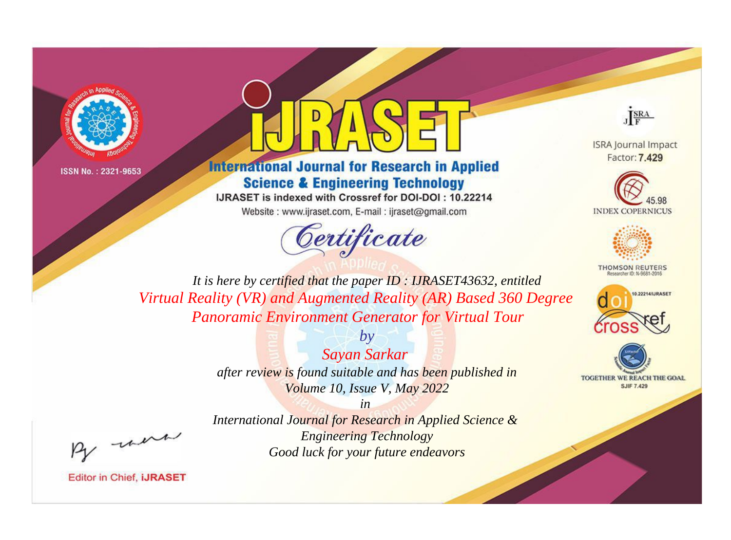ISSN No. : 2321-9653

# International Journal for Research in Applied Science & Engineering Technology

IJRASET is indexed with Crossref for DOI-DOI : 10.22214

Website : www.ijraset.com, E-mail : ijraset@gmail.com

## Certificate

*It is here by certified that the paper ID : IJRASET43632, entitled*

*Virtual Reality (VR) and Augmented Reality (AR) Based 360 Degree Panoramic Environment Generator for Virtual Tour*

*by*

*Sayan Sarkar*

*after review is found suitable and has been published in*

*Volume 10, Issue V, May 2022*

*in*

*International Journal for Research in Applied Science & Engineering Technology*

*Good luck for your future endeavors*

ISRA Journal Impact Factor: **7.429**

45.98 INDEX COPERNICUS

THOMSON REUTERS Researcher ID: N-9681-2016

10.22214/IJRASET

TOGETHER WE REACH THE GOAL SJIF 7.429

Editor in Chief, **iJRASET**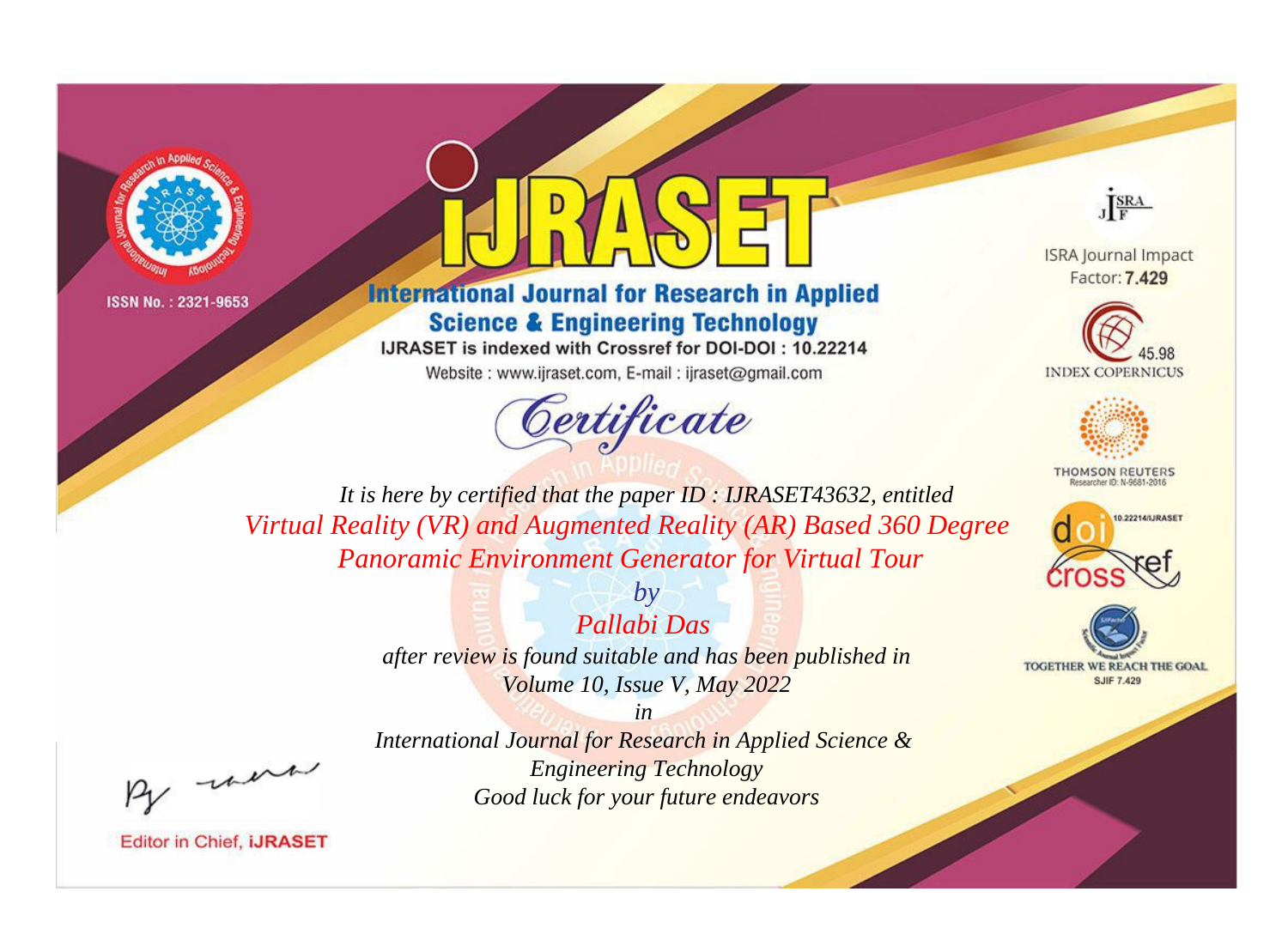ISSN No. : 2321-9653

# IJRASET

## International Journal for Research in Applied Science & Engineering Technology

IJRASET is indexed with Crossref for DOI-DOI : 10.22214

Website : www.ijraset.com, E-mail : ijraset@gmail.com

ISRA Journal Impact Factor: **7.429**

45.98 INDEX COPERNICUS

THOMSON REUTERS Researcher ID: N-9681-2016

10.22214/IJRASET

TOGETHER WE REACH THE GOAL SJIF 7.429

# *Certificate*

*It is here by certified that the paper ID : IJRASET43632, entitled*

*Virtual Reality (VR) and Augmented Reality (AR) Based 360 Degree Panoramic Environment Generator for Virtual Tour*

*by*

*Pallabi Das*

*after review is found suitable and has been published in*

*Volume 10, Issue V, May 2022*

*in*

*International Journal for Research in Applied Science & Engineering Technology*

*Good luck for your future endeavors*

Editor in Chief, **iJRASET**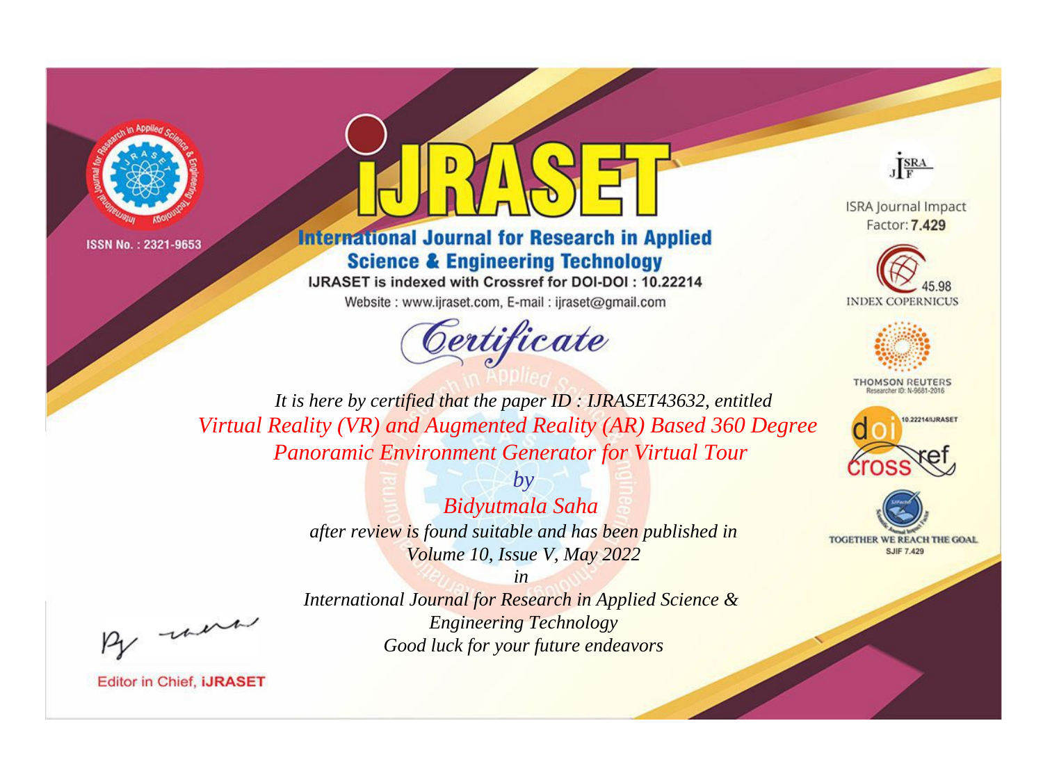ISSN No. : 2321-9653

# International Journal for Research in Applied Science & Engineering Technology

IJRASET is indexed with Crossref for DOI-DOI : 10.22214

Website : www.ijraset.com, E-mail : ijraset@gmail.com

*Certificate*

ISRA Journal Impact Factor: **7.429**

45.98 INDEX COPERNICUS

THOMSON REUTERS Researcher ID: N-9681-2016

10.22214/IJRASET

TOGETHER WE REACH THE GOAL SJIF 7.429

*It is here by certified that the paper ID : IJRASET43632, entitled*

*Virtual Reality (VR) and Augmented Reality (AR) Based 360 Degree Panoramic Environment Generator for Virtual Tour*

*by*

*Bidyutmala Saha*

*after review is found suitable and has been published in*

*Volume 10, Issue V, May 2022*

*in*

*International Journal for Research in Applied Science & Engineering Technology*

*Good luck for your future endeavors*

Editor in Chief, iJRASET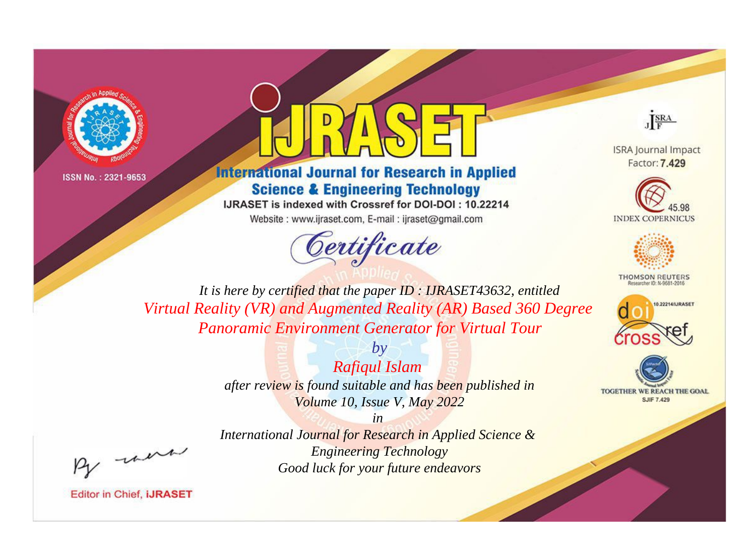ISSN No. : 2321-9653

# iJRASET

## International Journal for Research in Applied Science & Engineering Technology

IJRASET is indexed with Crossref for DOI-DOI : 10.22214

Website : www.ijraset.com, E-mail : ijraset@gmail.com

ISRA Journal Impact Factor: **7.429**

45.98 INDEX COPERNICUS

THOMSON REUTERS Researcher ID: N-9681-2016

10.22214/IJRASET

TOGETHER WE REACH THE GOAL SJIF 7.429

# *Certificate*

*It is here by certified that the paper ID : IJRASET43632, entitled*

*Virtual Reality (VR) and Augmented Reality (AR) Based 360 Degree Panoramic Environment Generator for Virtual Tour*

*by*

*Rafiqul Islam*

*after review is found suitable and has been published in*

*Volume 10, Issue V, May 2022*

*in*

*International Journal for Research in Applied Science & Engineering Technology*

*Good luck for your future endeavors*

Editor in Chief, **iJRASET**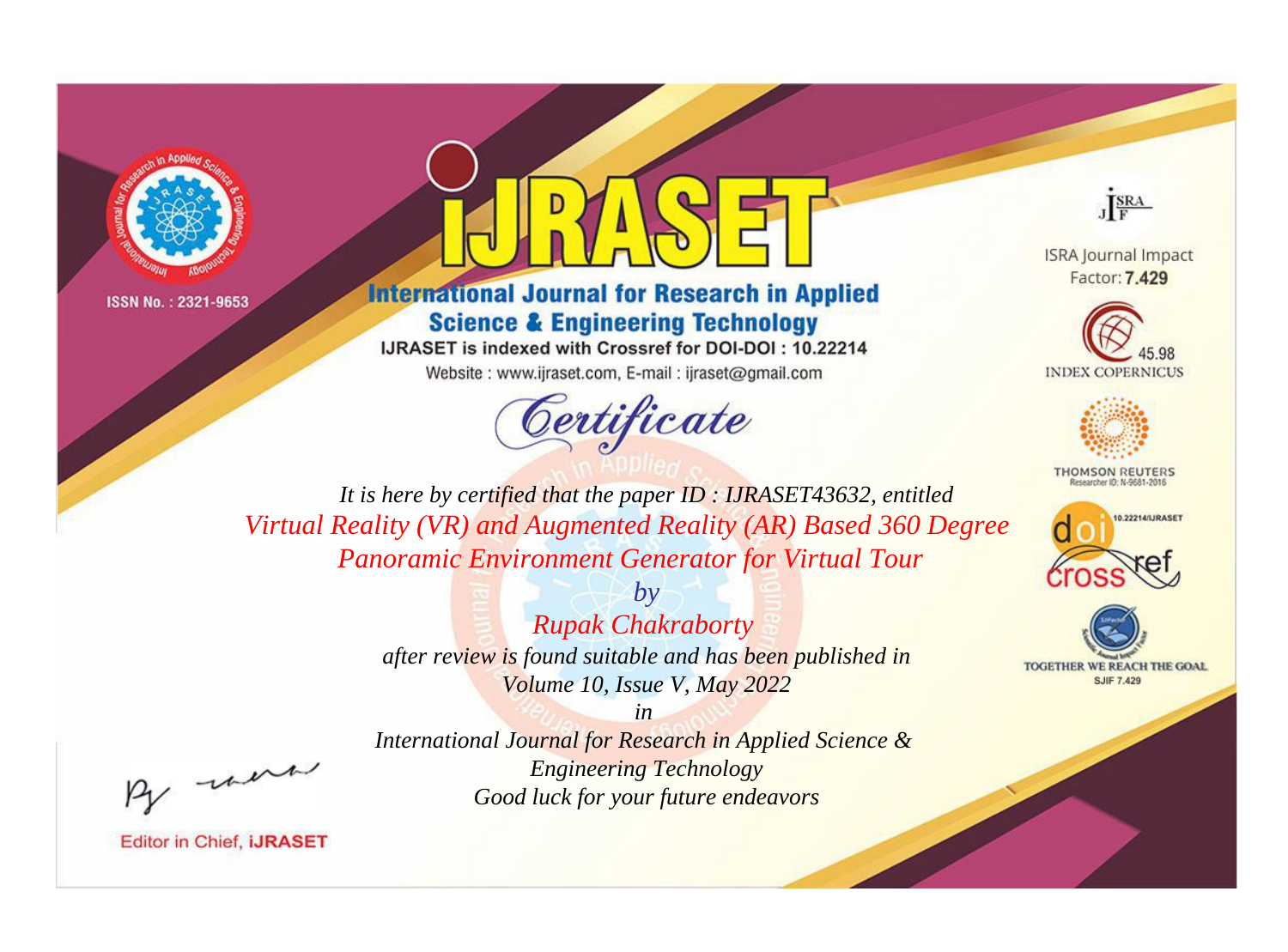ISSN No. : 2321-9653

# IJRASET

## International Journal for Research in Applied Science & Engineering Technology

IJRASET is indexed with Crossref for DOI-DOI : 10.22214

Website : www.ijraset.com, E-mail : ijraset@gmail.com

ISRA Journal Impact Factor: **7.429**

45.98 INDEX COPERNICUS

THOMSON REUTERS Researcher ID: N-9681-2016

10.22214/IJRASET

TOGETHER WE REACH THE GOAL SJIF 7.429

*Certificate*

*It is here by certified that the paper ID : IJRASET43632, entitled*

*Virtual Reality (VR) and Augmented Reality (AR) Based 360 Degree Panoramic Environment Generator for Virtual Tour*

*by*

*Rupak Chakraborty*

*after review is found suitable and has been published in*

*Volume 10, Issue V, May 2022*

*in*

*International Journal for Research in Applied Science & Engineering Technology*

*Good luck for your future endeavors*

Editor in Chief, **IJRASET**